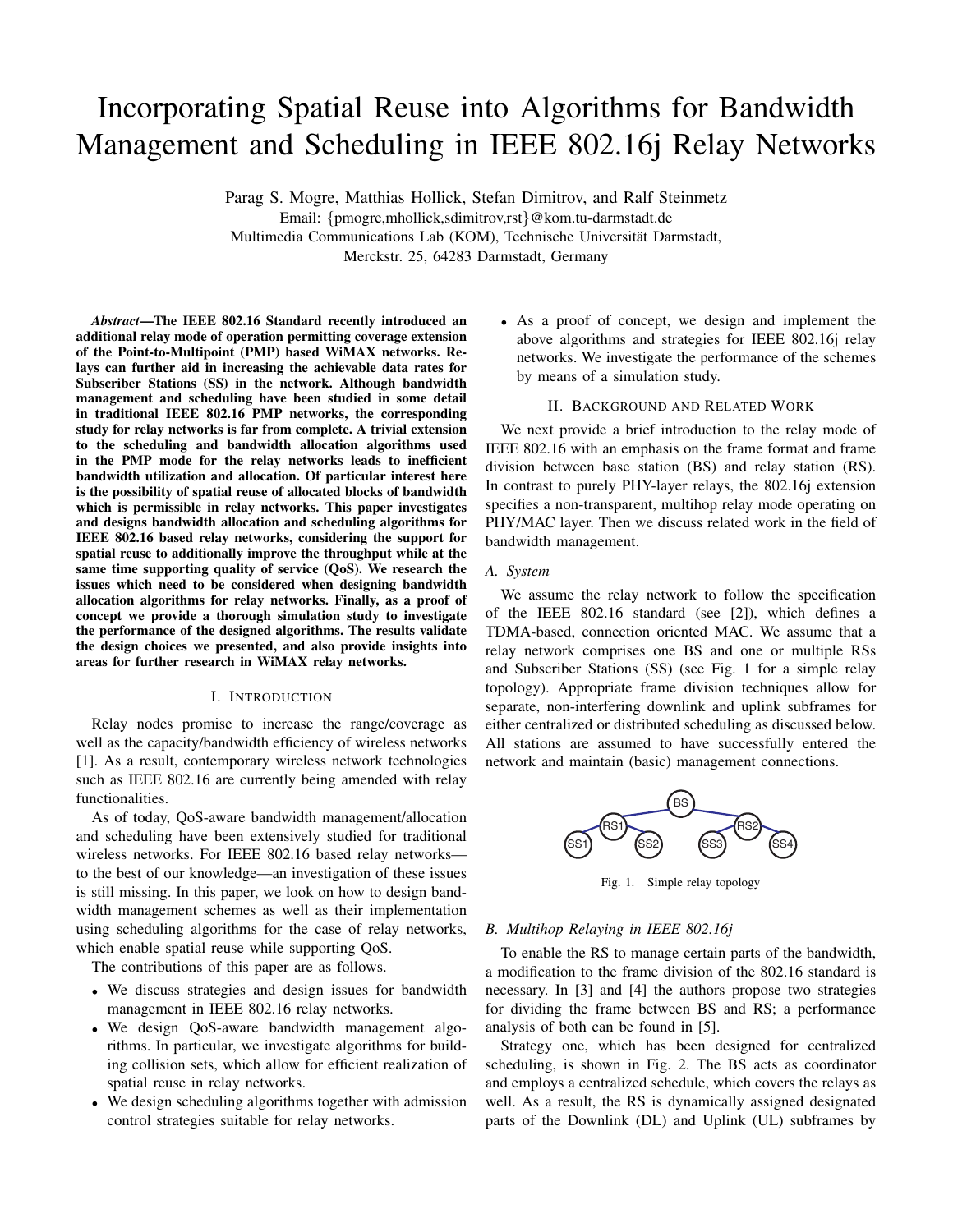# Incorporating Spatial Reuse into Algorithms for Bandwidth Management and Scheduling in IEEE 802.16j Relay Networks

Parag S. Mogre, Matthias Hollick, Stefan Dimitrov, and Ralf Steinmetz
Email: {pmogre,mhollick,sdimitrov,rst}@kom.tu-darmstadt.de
Multimedia Communications Lab (KOM), Technische Universität Darmstadt,
Merckstr. 25, 64283 Darmstadt, Germany

***Abstract*—The IEEE 802.16 Standard recently introduced an additional relay mode of operation permitting coverage extension of the Point-to-Multipoint (PMP) based WiMAX networks. Relays can further aid in increasing the achievable data rates for Subscriber Stations (SS) in the network. Although bandwidth management and scheduling have been studied in some detail in traditional IEEE 802.16 PMP networks, the corresponding study for relay networks is far from complete. A trivial extension to the scheduling and bandwidth allocation algorithms used in the PMP mode for the relay networks leads to inefficient bandwidth utilization and allocation. Of particular interest here is the possibility of spatial reuse of allocated blocks of bandwidth which is permissible in relay networks. This paper investigates and designs bandwidth allocation and scheduling algorithms for IEEE 802.16 based relay networks, considering the support for spatial reuse to additionally improve the throughput while at the same time supporting quality of service (QoS). We research the issues which need to be considered when designing bandwidth allocation algorithms for relay networks. Finally, as a proof of concept we provide a thorough simulation study to investigate the performance of the designed algorithms. The results validate the design choices we presented, and also provide insights into areas for further research in WiMAX relay networks.**

## I. Introduction

Relay nodes promise to increase the range/coverage as well as the capacity/bandwidth efficiency of wireless networks [1]. As a result, contemporary wireless network technologies such as IEEE 802.16 are currently being amended with relay functionalities.

As of today, QoS-aware bandwidth management/allocation and scheduling have been extensively studied for traditional wireless networks. For IEEE 802.16 based relay networks—to the best of our knowledge—an investigation of these issues is still missing. In this paper, we look on how to design bandwidth management schemes as well as their implementation using scheduling algorithms for the case of relay networks, which enable spatial reuse while supporting QoS.

The contributions of this paper are as follows.

- We discuss strategies and design issues for bandwidth management in IEEE 802.16 relay networks.
- We design QoS-aware bandwidth management algorithms. In particular, we investigate algorithms for building collision sets, which allow for efficient realization of spatial reuse in relay networks.
- We design scheduling algorithms together with admission control strategies suitable for relay networks.
- As a proof of concept, we design and implement the above algorithms and strategies for IEEE 802.16j relay networks. We investigate the performance of the schemes by means of a simulation study.

## II. Background and Related Work

We next provide a brief introduction to the relay mode of IEEE 802.16 with an emphasis on the frame format and frame division between base station (BS) and relay station (RS). In contrast to purely PHY-layer relays, the 802.16j extension specifies a non-transparent, multihop relay mode operating on PHY/MAC layer. Then we discuss related work in the field of bandwidth management.

### A. System

We assume the relay network to follow the specification of the IEEE 802.16 standard (see [2]), which defines a TDMA-based, connection oriented MAC. We assume that a relay network comprises one BS and one or multiple RSs and Subscriber Stations (SS) (see Fig. 1 for a simple relay topology). Appropriate frame division techniques allow for separate, non-interfering downlink and uplink subframes for either centralized or distributed scheduling as discussed below. All stations are assumed to have successfully entered the network and maintain (basic) management connections.

Fig. 1. Simple relay topology

### B. Multihop Relaying in IEEE 802.16j

To enable the RS to manage certain parts of the bandwidth, a modification to the frame division of the 802.16 standard is necessary. In [3] and [4] the authors propose two strategies for dividing the frame between BS and RS; a performance analysis of both can be found in [5].

Strategy one, which has been designed for centralized scheduling, is shown in Fig. 2. The BS acts as coordinator and employs a centralized schedule, which covers the relays as well. As a result, the RS is dynamically assigned designated parts of the Downlink (DL) and Uplink (UL) subframes by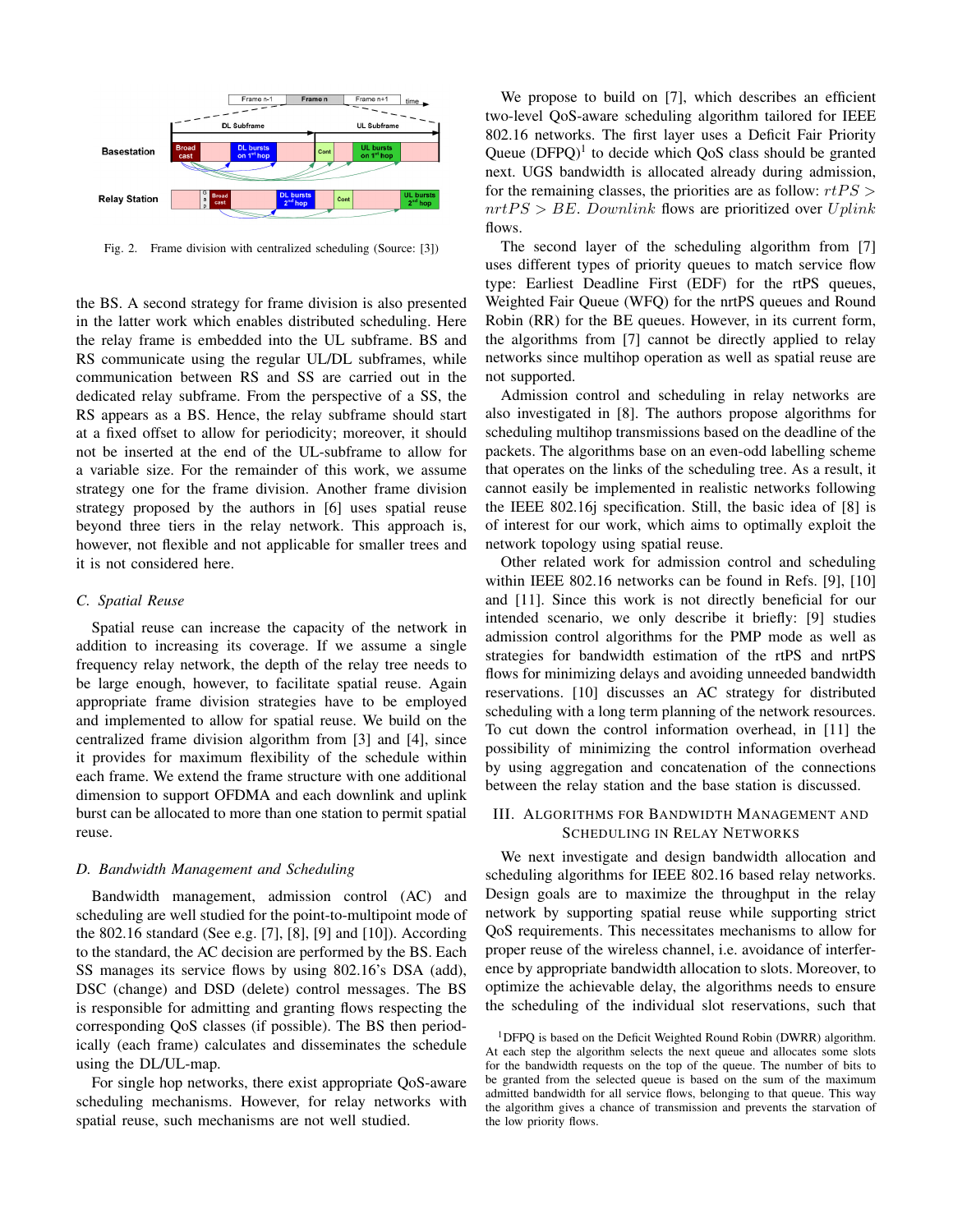Frame n-1
Frame n
Frame n+1
time
DL Subframe
UL Subframe
Basestation
Broad cast
DL bursts on 1st hop
Cont
UL bursts on 1st hop
Relay Station
Gap
Broad cast
DL bursts 2nd hop
Cont
UL bursts 2nd hop

Fig. 2. Frame division with centralized scheduling (Source: [3])

the BS. A second strategy for frame division is also presented in the latter work which enables distributed scheduling. Here the relay frame is embedded into the UL subframe. BS and RS communicate using the regular UL/DL subframes, while communication between RS and SS are carried out in the dedicated relay subframe. From the perspective of a SS, the RS appears as a BS. Hence, the relay subframe should start at a fixed offset to allow for periodicity; moreover, it should not be inserted at the end of the UL-subframe to allow for a variable size. For the remainder of this work, we assume strategy one for the frame division. Another frame division strategy proposed by the authors in [6] uses spatial reuse beyond three tiers in the relay network. This approach is, however, not flexible and not applicable for smaller trees and it is not considered here.

### C. Spatial Reuse

Spatial reuse can increase the capacity of the network in addition to increasing its coverage. If we assume a single frequency relay network, the depth of the relay tree needs to be large enough, however, to facilitate spatial reuse. Again appropriate frame division strategies have to be employed and implemented to allow for spatial reuse. We build on the centralized frame division algorithm from [3] and [4], since it provides for maximum flexibility of the schedule within each frame. We extend the frame structure with one additional dimension to support OFDMA and each downlink and uplink burst can be allocated to more than one station to permit spatial reuse.

### D. Bandwidth Management and Scheduling

Bandwidth management, admission control (AC) and scheduling are well studied for the point-to-multipoint mode of the 802.16 standard (See e.g. [7], [8], [9] and [10]). According to the standard, the AC decision are performed by the BS. Each SS manages its service flows by using 802.16's DSA (add), DSC (change) and DSD (delete) control messages. The BS is responsible for admitting and granting flows respecting the corresponding QoS classes (if possible). The BS then periodically (each frame) calculates and disseminates the schedule using the DL/UL-map.

For single hop networks, there exist appropriate QoS-aware scheduling mechanisms. However, for relay networks with spatial reuse, such mechanisms are not well studied.

We propose to build on [7], which describes an efficient two-level QoS-aware scheduling algorithm tailored for IEEE 802.16 networks. The first layer uses a Deficit Fair Priority Queue (DFPQ)[1] to decide which QoS class should be granted next. UGS bandwidth is allocated already during admission, for the remaining classes, the priorities are as follow: $rtPS > nrtPS > BE$. $Downlink$ flows are prioritized over $Uplink$ flows.

The second layer of the scheduling algorithm from [7] uses different types of priority queues to match service flow type: Earliest Deadline First (EDF) for the rtPS queues, Weighted Fair Queue (WFQ) for the nrtPS queues and Round Robin (RR) for the BE queues. However, in its current form, the algorithms from [7] cannot be directly applied to relay networks since multihop operation as well as spatial reuse are not supported.

Admission control and scheduling in relay networks are also investigated in [8]. The authors propose algorithms for scheduling multihop transmissions based on the deadline of the packets. The algorithms base on an even-odd labelling scheme that operates on the links of the scheduling tree. As a result, it cannot easily be implemented in realistic networks following the IEEE 802.16j specification. Still, the basic idea of [8] is of interest for our work, which aims to optimally exploit the network topology using spatial reuse.

Other related work for admission control and scheduling within IEEE 802.16 networks can be found in Refs. [9], [10] and [11]. Since this work is not directly beneficial for our intended scenario, we only describe it briefly: [9] studies admission control algorithms for the PMP mode as well as strategies for bandwidth estimation of the rtPS and nrtPS flows for minimizing delays and avoiding unneeded bandwidth reservations. [10] discusses an AC strategy for distributed scheduling with a long term planning of the network resources. To cut down the control information overhead, in [11] the possibility of minimizing the control information overhead by using aggregation and concatenation of the connections between the relay station and the base station is discussed.

## III. Algorithms for Bandwidth Management and Scheduling in Relay Networks

We next investigate and design bandwidth allocation and scheduling algorithms for IEEE 802.16 based relay networks. Design goals are to maximize the throughput in the relay network by supporting spatial reuse while supporting strict QoS requirements. This necessitates mechanisms to allow for proper reuse of the wireless channel, i.e. avoidance of interference by appropriate bandwidth allocation to slots. Moreover, to optimize the achievable delay, the algorithms needs to ensure the scheduling of the individual slot reservations, such that

[1] DFPQ is based on the Deficit Weighted Round Robin (DWRR) algorithm. At each step the algorithm selects the next queue and allocates some slots for the bandwidth requests on the top of the queue. The number of bits to be granted from the selected queue is based on the sum of the maximum admitted bandwidth for all service flows, belonging to that queue. This way the algorithm gives a chance of transmission and prevents the starvation of the low priority flows.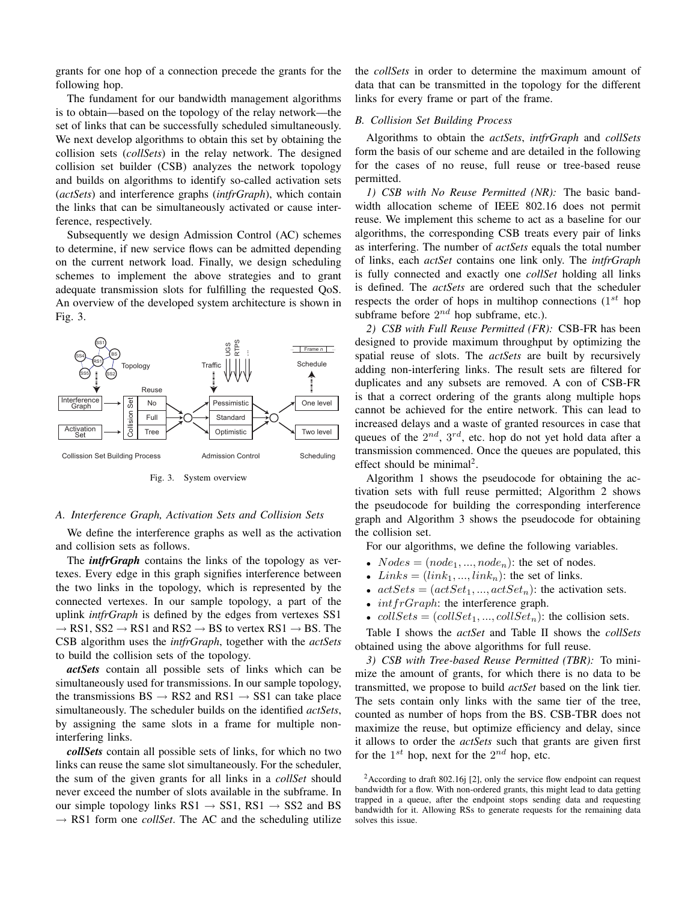grants for one hop of a connection precede the grants for the following hop.

The fundament for our bandwidth management algorithms is to obtain—based on the topology of the relay network—the set of links that can be successfully scheduled simultaneously. We next develop algorithms to obtain this set by obtaining the collision sets (*collSets*) in the relay network. The designed collision set builder (CSB) analyzes the network topology and builds on algorithms to identify so-called activation sets (*actSets*) and interference graphs (*intfrGraph*), which contain the links that can be simultaneously activated or cause interference, respectively.

Subsequently we design Admission Control (AC) schemes to determine, if new service flows can be admitted depending on the current network load. Finally, we design scheduling schemes to implement the above strategies and to grant adequate transmission slots for fulfilling the requested QoS. An overview of the developed system architecture is shown in Fig. 3.

Fig. 3. System overview

### A. Interference Graph, Activation Sets and Collision Sets

We define the interference graphs as well as the activation and collision sets as follows.

The ***intfrGraph*** contains the links of the topology as vertexes. Every edge in this graph signifies interference between the two links in the topology, which is represented by the connected vertexes. In our sample topology, a part of the uplink *intfrGraph* is defined by the edges from vertexes SS1 → RS1, SS2 → RS1 and RS2 → BS to vertex RS1 → BS. The CSB algorithm uses the *intfrGraph*, together with the *actSets* to build the collision sets of the topology.

***actSets*** contain all possible sets of links which can be simultaneously used for transmissions. In our sample topology, the transmissions BS → RS2 and RS1 → SS1 can take place simultaneously. The scheduler builds on the identified *actSets*, by assigning the same slots in a frame for multiple non-interfering links.

***collSets*** contain all possible sets of links, for which no two links can reuse the same slot simultaneously. For the scheduler, the sum of the given grants for all links in a *collSet* should never exceed the number of slots available in the subframe. In our simple topology links RS1 → SS1, RS1 → SS2 and BS → RS1 form one *collSet*. The AC and the scheduling utilize the *collSets* in order to determine the maximum amount of data that can be transmitted in the topology for the different links for every frame or part of the frame.

### B. Collision Set Building Process

Algorithms to obtain the *actSets*, *intfrGraph* and *collSets* form the basis of our scheme and are detailed in the following for the cases of no reuse, full reuse or tree-based reuse permitted.

*1) CSB with No Reuse Permitted (NR):* The basic bandwidth allocation scheme of IEEE 802.16 does not permit reuse. We implement this scheme to act as a baseline for our algorithms, the corresponding CSB treats every pair of links as interfering. The number of *actSets* equals the total number of links, each *actSet* contains one link only. The *intfrGraph* is fully connected and exactly one *collSet* holding all links is defined. The *actSets* are ordered such that the scheduler respects the order of hops in multihop connections ($1^{st}$ hop subframe before $2^{nd}$ hop subframe, etc.).

*2) CSB with Full Reuse Permitted (FR):* CSB-FR has been designed to provide maximum throughput by optimizing the spatial reuse of slots. The *actSets* are built by recursively adding non-interfering links. The result sets are filtered for duplicates and any subsets are removed. A con of CSB-FR is that a correct ordering of the grants along multiple hops cannot be achieved for the entire network. This can lead to increased delays and a waste of granted resources in case that queues of the $2^{nd}$, $3^{rd}$, etc. hop do not yet hold data after a transmission commenced. Once the queues are populated, this effect should be minimal[2].

Algorithm 1 shows the pseudocode for obtaining the activation sets with full reuse permitted; Algorithm 2 shows the pseudocode for building the corresponding interference graph and Algorithm 3 shows the pseudocode for obtaining the collision set.

For our algorithms, we define the following variables.

- $Nodes = (node_1, ..., node_n)$: the set of nodes.
- $Links = (link_1, ..., link_n)$: the set of links.
- $actSets = (actSet_1, ..., actSet_n)$: the activation sets.
- $intfrGraph$: the interference graph.
- $collSets = (collSet_1, ..., collSet_n)$: the collision sets.

Table I shows the *actSet* and Table II shows the *collSets* obtained using the above algorithms for full reuse.

*3) CSB with Tree-based Reuse Permitted (TBR):* To minimize the amount of grants, for which there is no data to be transmitted, we propose to build *actSet* based on the link tier. The sets contain only links with the same tier of the tree, counted as number of hops from the BS. CSB-TBR does not maximize the reuse, but optimize efficiency and delay, since it allows to order the *actSets* such that grants are given first for the $1^{st}$ hop, next for the $2^{nd}$ hop, etc.

[2] According to draft 802.16j [2], only the service flow endpoint can request bandwidth for a flow. With non-ordered grants, this might lead to data getting trapped in a queue, after the endpoint stops sending data and requesting bandwidth for it. Allowing RSs to generate requests for the remaining data solves this issue.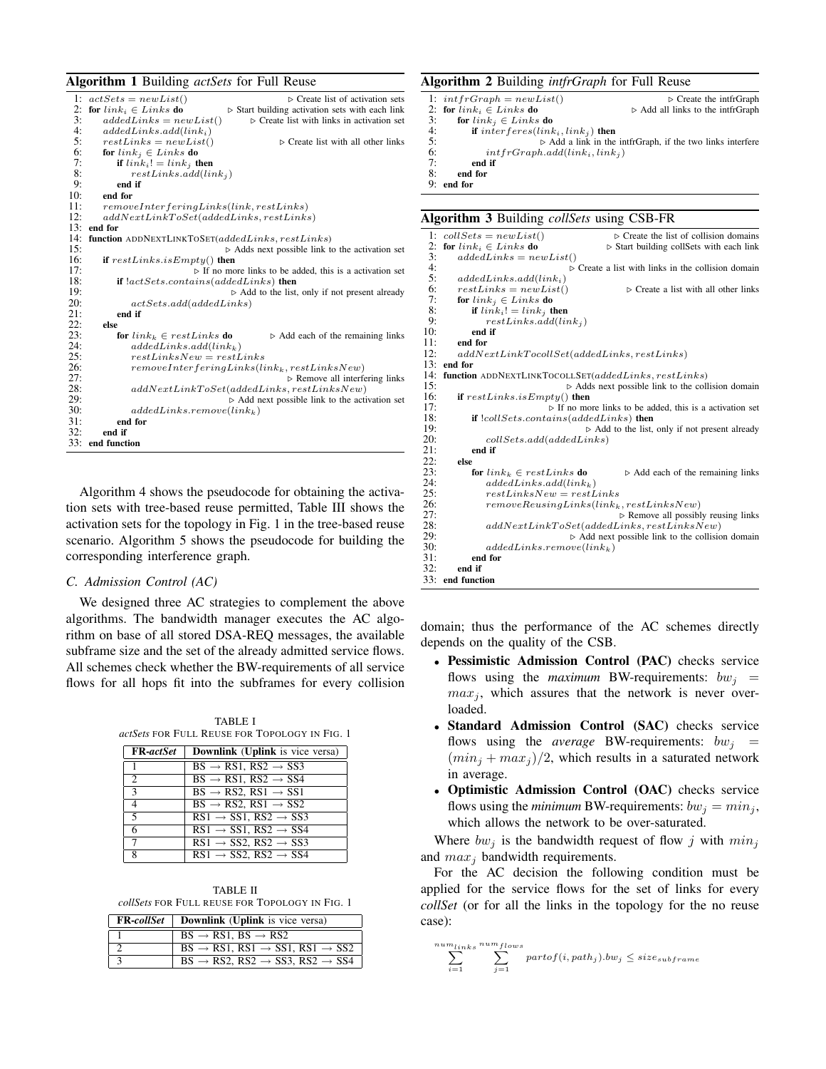**Algorithm 1** Building *actSets* for Full Reuse

```
1:  actSets = newList()                          ▷ Create list of activation sets
2:  for link_i ∈ Links do                        ▷ Start building activation sets with each link
3:      addedLinks = newList()                   ▷ Create list with links in activation set
4:      addedLinks.add(link_i)
5:      restLinks = newList()                    ▷ Create list with all other links
6:      for link_j ∈ Links do
7:          if link_i != link_j then
8:              restLinks.add(link_j)
9:          end if
10:     end for
11:     removeInterferingLinks(link, restLinks)
12:     addNextLinkToSet(addedLinks, restLinks)
13: end for
14: function ADDNEXTLINKTOSET(addedLinks, restLinks)
15:                                              ▷ Adds next possible link to the activation set
16:     if restLinks.isEmpty() then
17:                                              ▷ If no more links to be added, this is a activation set
18:         if !actSets.contains(addedLinks) then
19:                                              ▷ Add to the list, only if not present already
20:             actSets.add(addedLinks)
21:         end if
22:     else
23:         for link_k ∈ restLinks do            ▷ Add each of the remaining links
24:             addedLinks.add(link_k)
25:             restLinksNew = restLinks
26:             removeInterferingLinks(link_k, restLinksNew)
27:                                              ▷ Remove all interfering links
28:             addNextLinkToSet(addedLinks, restLinksNew)
29:                                              ▷ Add next possible link to the activation set
30:             addedLinks.remove(link_k)
31:         end for
32:     end if
33: end function
```

Algorithm 4 shows the pseudocode for obtaining the activation sets with tree-based reuse permitted, Table III shows the activation sets for the topology in Fig. 1 in the tree-based reuse scenario. Algorithm 5 shows the pseudocode for building the corresponding interference graph.

### C. Admission Control (AC)

We designed three AC strategies to complement the above algorithms. The bandwidth manager executes the AC algorithm on base of all stored DSA-REQ messages, the available subframe size and the set of the already admitted service flows. All schemes check whether the BW-requirements of all service flows for all hops fit into the subframes for every collision domain; thus the performance of the AC schemes directly depends on the quality of the CSB.

TABLE I
*actSets* FOR FULL REUSE FOR TOPOLOGY IN FIG. 1

| FR-*actSet* | **Downlink** (**Uplink** is vice versa) |
|---|---|
| 1 | BS → RS1, RS2 → SS3 |
| 2 | BS → RS1, RS2 → SS4 |
| 3 | BS → RS2, RS1 → SS1 |
| 4 | BS → RS2, RS1 → SS2 |
| 5 | RS1 → SS1, RS2 → SS3 |
| 6 | RS1 → SS1, RS2 → SS4 |
| 7 | RS1 → SS2, RS2 → SS3 |
| 8 | RS1 → SS2, RS2 → SS4 |

TABLE II
*collSets* FOR FULL REUSE FOR TOPOLOGY IN FIG. 1

| FR-*collSet* | **Downlink** (**Uplink** is vice versa) |
|---|---|
| 1 | BS → RS1, BS → RS2 |
| 2 | BS → RS1, RS1 → SS1, RS1 → SS2 |
| 3 | BS → RS2, RS2 → SS3, RS2 → SS4 |

**Algorithm 2** Building *intfrGraph* for Full Reuse

```
1: intfrGraph = newList()                        ▷ Create the intfrGraph
2: for link_i ∈ Links do                         ▷ Add all links to the intfrGraph
3:     for link_j ∈ Links do
4:         if interferes(link_i, link_j) then
5:                               ▷ Add a link in the intfrGraph, if the two links interfere
6:             intfrGraph.add(link_i, link_j)
7:         end if
8:     end for
9: end for
```

**Algorithm 3** Building *collSets* using CSB-FR

```
1:  collSets = newList()                         ▷ Create the list of collision domains
2:  for link_i ∈ Links do                        ▷ Start building collSets with each link
3:      addedLinks = newList()
4:                                               ▷ Create a list with links in the collision domain
5:      addedLinks.add(link_i)
6:      restLinks = newList()                    ▷ Create a list with all other links
7:      for link_j ∈ Links do
8:          if link_i != link_j then
9:              restLinks.add(link_j)
10:         end if
11:     end for
12:     addNextLinkTocollSet(addedLinks, restLinks)
13: end for
14: function ADDNEXTLINKTOCOLLSET(addedLinks, restLinks)
15:                                              ▷ Adds next possible link to the collision domain
16:     if restLinks.isEmpty() then
17:                                              ▷ If no more links to be added, this is a activation set
18:         if !collSets.contains(addedLinks) then
19:                                              ▷ Add to the list, only if not present already
20:             collSets.add(addedLinks)
21:         end if
22:     else
23:         for link_k ∈ restLinks do            ▷ Add each of the remaining links
24:             addedLinks.add(link_k)
25:             restLinksNew = restLinks
26:             removeReusingLinks(link_k, restLinksNew)
27:                                              ▷ Remove all possibly reusing links
28:             addNextLinkToSet(addedLinks, restLinksNew)
29:                                              ▷ Add next possible link to the collision domain
30:             addedLinks.remove(link_k)
31:         end for
32:     end if
33: end function
```

- **Pessimistic Admission Control (PAC)** checks service flows using the *maximum* BW-requirements: $bw_j = max_j$, which assures that the network is never overloaded.
- **Standard Admission Control (SAC)** checks service flows using the *average* BW-requirements: $bw_j = (min_j + max_j)/2$, which results in a saturated network in average.
- **Optimistic Admission Control (OAC)** checks service flows using the *minimum* BW-requirements: $bw_j = min_j$, which allows the network to be over-saturated.

Where $bw_j$ is the bandwidth request of flow $j$ with $min_j$ and $max_j$ bandwidth requirements.

For the AC decision the following condition must be applied for the service flows for the set of links for every *collSet* (or for all the links in the topology for the no reuse case):

$$\sum_{i=1}^{num_{links}} \sum_{j=1}^{num_{flows}} partof(i, path_j).bw_j \leq size_{subframe}$$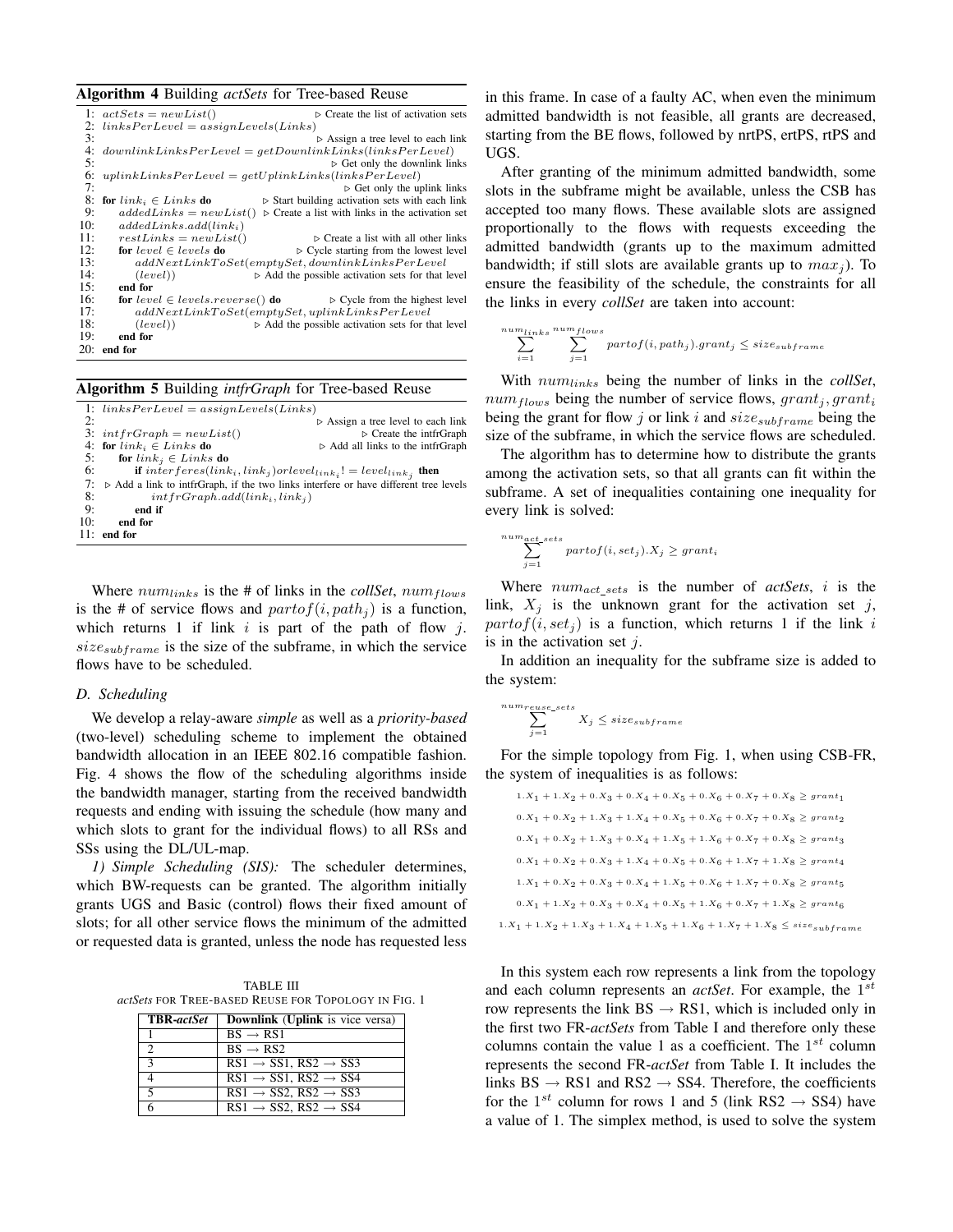**Algorithm 4** Building *actSets* for Tree-based Reuse

```
1:  actSets = newList()                          ▷ Create the list of activation sets
2:  linksPerLevel = assignLevels(Links)
3:                                               ▷ Assign a tree level to each link
4:  downlinkLinksPerLevel = getDownlinkLinks(linksPerLevel)
5:                                               ▷ Get only the downlink links
6:  uplinkLinksPerLevel = getUplinkLinks(linksPerLevel)
7:                                               ▷ Get only the uplink links
8:  for link_i ∈ Links do                        ▷ Start building activation sets with each link
9:      addedLinks = newList()  ▷ Create a list with links in the activation set
10:     addedLinks.add(link_i)
11:     restLinks = newList()                    ▷ Create a list with all other links
12:     for level ∈ levels do                    ▷ Cycle starting from the lowest level
13:         addNextLinkToSet(emptySet, downlinkLinksPerLevel
14:         (level))                             ▷ Add the possible activation sets for that level
15:     end for
16:     for level ∈ levels.reverse() do          ▷ Cycle from the highest level
17:         addNextLinkToSet(emptySet, uplinkLinksPerLevel
18:         (level))                             ▷ Add the possible activation sets for that level
19:     end for
20: end for
```

**Algorithm 5** Building *intfrGraph* for Tree-based Reuse

```
1:  linksPerLevel = assignLevels(Links)
2:                                               ▷ Assign a tree level to each link
3:  intfrGraph = newList()                       ▷ Create the intfrGraph
4:  for link_i ∈ Links do                        ▷ Add all links to the intfrGraph
5:      for link_j ∈ Links do
6:          if interferes(link_i, link_j) or level_link_i != level_link_j then
7:  ▷ Add a link to intfrGraph, if the two links interfere or have different tree levels
8:              intfrGraph.add(link_i, link_j)
9:          end if
10:     end for
11: end for
```

Where $num_{links}$ is the # of links in the *collSet*, $num_{flows}$ is the # of service flows and $partof(i, path_j)$ is a function, which returns 1 if link $i$ is part of the path of flow $j$. $size_{subframe}$ is the size of the subframe, in which the service flows have to be scheduled.

### D. Scheduling

We develop a relay-aware *simple* as well as a *priority-based* (two-level) scheduling scheme to implement the obtained bandwidth allocation in an IEEE 802.16 compatible fashion. Fig. 4 shows the flow of the scheduling algorithms inside the bandwidth manager, starting from the received bandwidth requests and ending with issuing the schedule (how many and which slots to grant for the individual flows) to all RSs and SSs using the DL/UL-map.

*1) Simple Scheduling (SIS):* The scheduler determines, which BW-requests can be granted. The algorithm initially grants UGS and Basic (control) flows their fixed amount of slots; for all other service flows the minimum of the admitted or requested data is granted, unless the node has requested less in this frame. In case of a faulty AC, when even the minimum admitted bandwidth is not feasible, all grants are decreased, starting from the BE flows, followed by nrtPS, ertPS, rtPS and UGS.

TABLE III
*actSets* FOR TREE-BASED REUSE FOR TOPOLOGY IN FIG. 1

| **TBR-*actSet*** | **Downlink** (**Uplink** is vice versa) |
|---|---|
| 1 | BS → RS1 |
| 2 | BS → RS2 |
| 3 | RS1 → SS1, RS2 → SS3 |
| 4 | RS1 → SS1, RS2 → SS4 |
| 5 | RS1 → SS2, RS2 → SS3 |
| 6 | RS1 → SS2, RS2 → SS4 |

After granting of the minimum admitted bandwidth, some slots in the subframe might be available, unless the CSB has accepted too many flows. These available slots are assigned proportionally to the flows with requests exceeding the admitted bandwidth (grants up to the maximum admitted bandwidth; if still slots are available grants up to $max_j$). To ensure the feasibility of the schedule, the constraints for all the links in every *collSet* are taken into account:

$$\sum_{i=1}^{num_{links}} \sum_{j=1}^{num_{flows}} partof(i, path_j).grant_j \leq size_{subframe}$$

With $num_{links}$ being the number of links in the *collSet*, $num_{flows}$ being the number of service flows, $grant_j, grant_i$ being the grant for flow $j$ or link $i$ and $size_{subframe}$ being the size of the subframe, in which the service flows are scheduled.

The algorithm has to determine how to distribute the grants among the activation sets, so that all grants can fit within the subframe. A set of inequalities containing one inequality for every link is solved:

$$\sum_{j=1}^{num_{act\_sets}} partof(i, set_j).X_j \geq grant_i$$

Where $num_{act\_sets}$ is the number of *actSets*, $i$ is the link, $X_j$ is the unknown grant for the activation set $j$, $partof(i, set_j)$ is a function, which returns 1 if the link $i$ is in the activation set $j$.

In addition an inequality for the subframe size is added to the system:

$$\sum_{j=1}^{num_{reuse\_sets}} X_j \leq size_{subframe}$$

For the simple topology from Fig. 1, when using CSB-FR, the system of inequalities is as follows:

$$1.X_1 + 1.X_2 + 0.X_3 + 0.X_4 + 0.X_5 + 0.X_6 + 0.X_7 + 0.X_8 \geq grant_1$$
$$0.X_1 + 0.X_2 + 1.X_3 + 1.X_4 + 0.X_5 + 0.X_6 + 0.X_7 + 0.X_8 \geq grant_2$$
$$0.X_1 + 0.X_2 + 1.X_3 + 0.X_4 + 1.X_5 + 1.X_6 + 0.X_7 + 0.X_8 \geq grant_3$$
$$0.X_1 + 0.X_2 + 0.X_3 + 1.X_4 + 0.X_5 + 0.X_6 + 1.X_7 + 0.X_8 \geq grant_4$$
$$1.X_1 + 0.X_2 + 0.X_3 + 0.X_4 + 1.X_5 + 0.X_6 + 1.X_7 + 0.X_8 \geq grant_5$$
$$0.X_1 + 1.X_2 + 0.X_3 + 0.X_4 + 0.X_5 + 1.X_6 + 0.X_7 + 1.X_8 \geq grant_6$$
$$1.X_1 + 1.X_2 + 1.X_3 + 1.X_4 + 1.X_5 + 1.X_6 + 1.X_7 + 1.X_8 \leq size_{subframe}$$

In this system each row represents a link from the topology and each column represents an *actSet*. For example, the $1^{st}$ row represents the link BS → RS1, which is included only in the first two FR-*actSets* from Table I and therefore only these columns contain the value 1 as a coefficient. The $1^{st}$ column represents the second FR-*actSet* from Table I. It includes the links BS → RS1 and RS2 → SS4. Therefore, the coefficients for the $1^{st}$ column for rows 1 and 5 (link RS2 → SS4) have a value of 1. The simplex method, is used to solve the system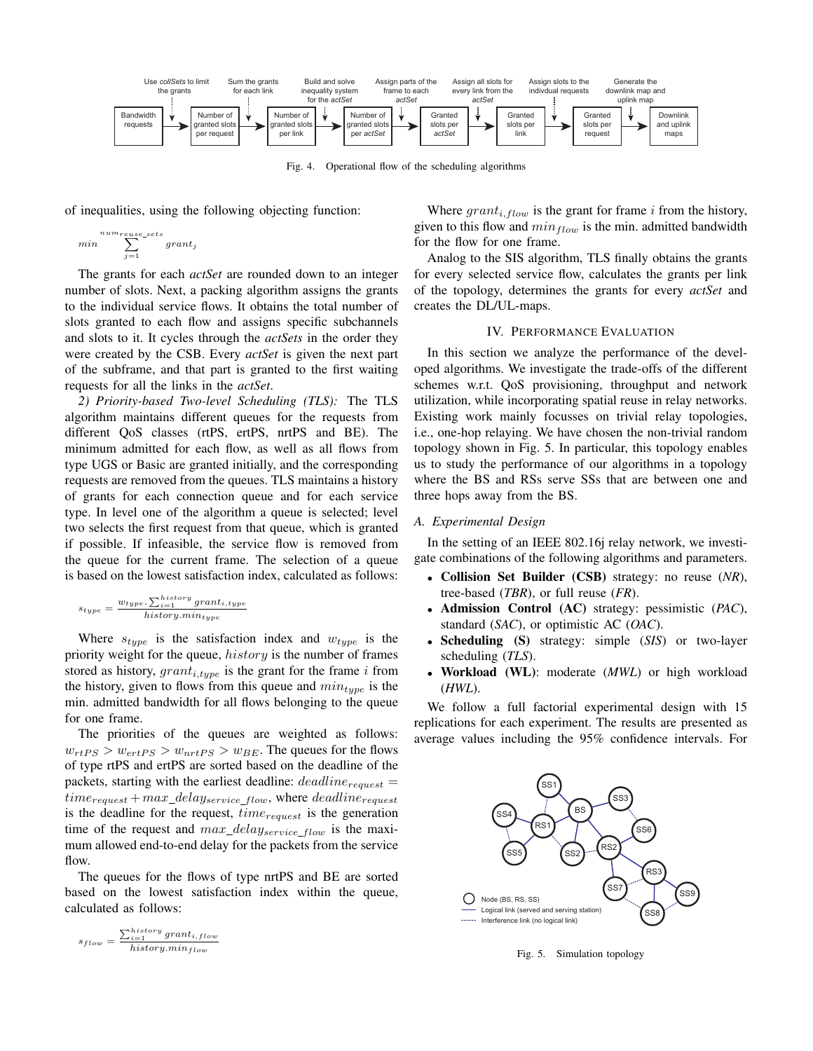Use *collSets* to limit the grants | Sum the grants for each link | Build and solve inequality system for the *actSet* | Assign parts of the frame to each *actSet* | Assign all slots for every link from the *actSet* | Assign slots to the indivdual requests | Generate the downlink map and uplink map

Bandwidth requests → Number of granted slots per request → Number of granted slots per link → Number of granted slots per *actSet* → Granted slots per *actSet* → Granted slots per link → Granted slots per request → Downlink and uplink maps

Fig. 4. Operational flow of the scheduling algorithms

of inequalities, using the following objecting function:

$$min \sum_{j=1}^{num_{reuse\_sets}} grant_j$$

The grants for each *actSet* are rounded down to an integer number of slots. Next, a packing algorithm assigns the grants to the individual service flows. It obtains the total number of slots granted to each flow and assigns specific subchannels and slots to it. It cycles through the *actSets* in the order they were created by the CSB. Every *actSet* is given the next part of the subframe, and that part is granted to the first waiting requests for all the links in the *actSet*.

*2) Priority-based Two-level Scheduling (TLS):* The TLS algorithm maintains different queues for the requests from different QoS classes (rtPS, ertPS, nrtPS and BE). The minimum admitted for each flow, as well as all flows from type UGS or Basic are granted initially, and the corresponding requests are removed from the queues. TLS maintains a history of grants for each connection queue and for each service type. In level one of the algorithm a queue is selected; level two selects the first request from that queue, which is granted if possible. If infeasible, the service flow is removed from the queue for the current frame. The selection of a queue is based on the lowest satisfaction index, calculated as follows:

$$s_{type} = \frac{w_{type} . \sum_{i=1}^{history} grant_{i,type}}{history.min_{type}}$$

Where $s_{type}$ is the satisfaction index and $w_{type}$ is the priority weight for the queue, $history$ is the number of frames stored as history, $grant_{i,type}$ is the grant for the frame $i$ from the history, given to flows from this queue and $min_{type}$ is the min. admitted bandwidth for all flows belonging to the queue for one frame.

The priorities of the queues are weighted as follows: $w_{rtPS} > w_{ertPS} > w_{nrtPS} > w_{BE}$. The queues for the flows of type rtPS and ertPS are sorted based on the deadline of the packets, starting with the earliest deadline: $deadline_{request} = time_{request} + max\_delay_{service\_flow}$, where $deadline_{request}$ is the deadline for the request, $time_{request}$ is the generation time of the request and $max\_delay_{service\_flow}$ is the maximum allowed end-to-end delay for the packets from the service flow.

The queues for the flows of type nrtPS and BE are sorted based on the lowest satisfaction index within the queue, calculated as follows:

$$s_{flow} = \frac{\sum_{i=1}^{history} grant_{i,flow}}{history.min_{flow}}$$

Where $grant_{i,flow}$ is the grant for frame $i$ from the history, given to this flow and $min_{flow}$ is the min. admitted bandwidth for the flow for one frame.

Analog to the SIS algorithm, TLS finally obtains the grants for every selected service flow, calculates the grants per link of the topology, determines the grants for every *actSet* and creates the DL/UL-maps.

## IV. Performance Evaluation

In this section we analyze the performance of the developed algorithms. We investigate the trade-offs of the different schemes w.r.t. QoS provisioning, throughput and network utilization, while incorporating spatial reuse in relay networks. Existing work mainly focusses on trivial relay topologies, i.e., one-hop relaying. We have chosen the non-trivial random topology shown in Fig. 5. In particular, this topology enables us to study the performance of our algorithms in a topology where the BS and RSs serve SSs that are between one and three hops away from the BS.

### A. Experimental Design

In the setting of an IEEE 802.16j relay network, we investigate combinations of the following algorithms and parameters.

- **Collision Set Builder (CSB)** strategy: no reuse (*NR*), tree-based (*TBR*), or full reuse (*FR*).
- **Admission Control (AC)** strategy: pessimistic (*PAC*), standard (*SAC*), or optimistic AC (*OAC*).
- **Scheduling (S)** strategy: simple (*SIS*) or two-layer scheduling (*TLS*).
- **Workload (WL)**: moderate (*MWL*) or high workload (*HWL*).

We follow a full factorial experimental design with 15 replications for each experiment. The results are presented as average values including the 95% confidence intervals. For

Node (BS, RS, SS)
Logical link (served and serving station)
Interference link (no logical link)

Fig. 5. Simulation topology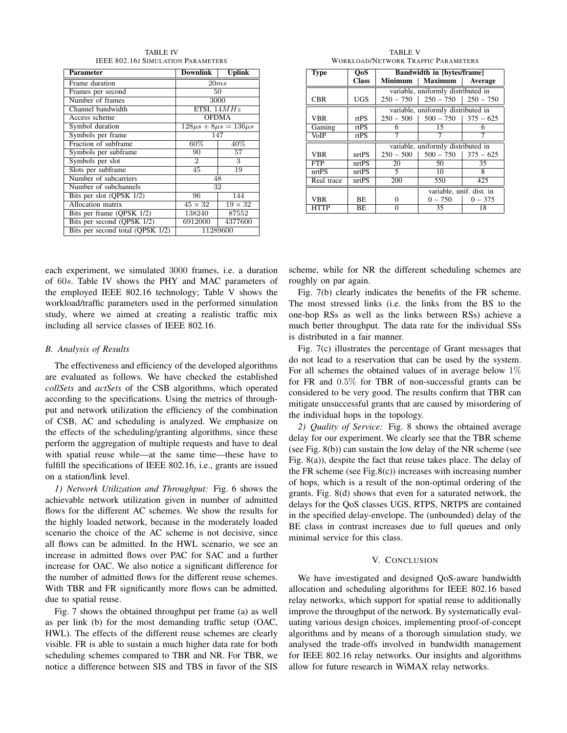TABLE IV
IEEE 802.16J SIMULATION PARAMETERS

| Parameter | Downlink | Uplink |
|---|---|---|
| Frame duration | $20ms$ | |
| Frames per second | 50 | |
| Number of frames | 3000 | |
| Channel bandwidth | ETSI, $14MHz$ | |
| Access scheme | OFDMA | |
| Symbol duration | $128\mu s + 8\mu s = 136\mu s$ | |
| Symbols per frame | 147 | |
| Fraction of subframe | 60% | 40% |
| Symbols per subframe | 90 | 57 |
| Symbols per slot | 2 | 3 |
| Slots per subframe | 45 | 19 |
| Number of subcarriers | 48 | |
| Number of subchannels | 32 | |
| Bits per slot (QPSK 1/2) | 96 | 144 |
| Allocation matrix | $45 \times 32$ | $19 \times 32$ |
| Bits per frame (QPSK 1/2) | 138240 | 87552 |
| Bits per second (QPSK 1/2) | 6912000 | 4377600 |
| Bits per second total (QPSK 1/2) | 11289600 | |

TABLE V
WORKLOAD/NETWORK TRAFFIC PARAMETERS

| Type | QoS Class | Bandwidth in [bytes/frame] Minimum | Maximum | Average |
|---|---|---|---|---|
| | | variable, uniformly distributed in | | |
| CBR | UGS | 250 – 750 | 250 – 750 | 250 – 750 |
| | | variable, uniformly distributed in | | |
| VBR | rtPS | 250 – 500 | 500 – 750 | 375 – 625 |
| Gaming | rtPS | 6 | 15 | 6 |
| VoIP | rtPS | 7 | 7 | 7 |
| | | variable, uniformly distributed in | | |
| VBR | nrtPS | 250 – 500 | 500 – 750 | 375 – 625 |
| FTP | nrtPS | 20 | 50 | 35 |
| nrtPS | nrtPS | 5 | 10 | 8 |
| Real trace | nrtPS | 200 | 550 | 425 |
| | | | variable, unif. dist. in | |
| VBR | BE | 0 | 0 – 750 | 0 – 375 |
| HTTP | BE | 0 | 35 | 18 |

each experiment, we simulated 3000 frames, i.e. a duration of $60s$. Table IV shows the PHY and MAC parameters of the employed IEEE 802.16 technology; Table V shows the workload/traffic parameters used in the performed simulation study, where we aimed at creating a realistic traffic mix including all service classes of IEEE 802.16.

### B. Analysis of Results

The effectiveness and efficiency of the developed algorithms are evaluated as follows. We have checked the established *collSets* and *actSets* of the CSB algorithms, which operated according to the specifications. Using the metrics of throughput and network utilization the efficiency of the combination of CSB, AC and scheduling is analyzed. We emphasize on the effects of the scheduling/granting algorithms, since these perform the aggregation of multiple requests and have to deal with spatial reuse while—at the same time—these have to fulfill the specifications of IEEE 802.16, i.e., grants are issued on a station/link level.

*1) Network Utilization and Throughput:* Fig. 6 shows the achievable network utilization given in number of admitted flows for the different AC schemes. We show the results for the highly loaded network, because in the moderately loaded scenario the choice of the AC scheme is not decisive, since all flows can be admitted. In the HWL scenario, we see an increase in admitted flows over PAC for SAC and a further increase for OAC. We also notice a significant difference for the number of admitted flows for the different reuse schemes. With TBR and FR significantly more flows can be admitted, due to spatial reuse.

Fig. 7 shows the obtained throughput per frame (a) as well as per link (b) for the most demanding traffic setup (OAC, HWL). The effects of the different reuse schemes are clearly visible. FR is able to sustain a much higher data rate for both scheduling schemes compared to TBR and NR. For TBR, we notice a difference between SIS and TBS in favor of the SIS scheme, while for NR the different scheduling schemes are roughly on par again.

Fig. 7(b) clearly indicates the benefits of the FR scheme. The most stressed links (i.e. the links from the BS to the one-hop RSs as well as the links between RSs) achieve a much better throughput. The data rate for the individual SSs is distributed in a fair manner.

Fig. 7(c) illustrates the percentage of Grant messages that do not lead to a reservation that can be used by the system. For all schemes the obtained values of in average below 1% for FR and 0.5% for TBR of non-successful grants can be considered to be very good. The results confirm that TBR can mitigate unsuccessful grants that are caused by misordering of the individual hops in the topology.

*2) Quality of Service:* Fig. 8 shows the obtained average delay for our experiment. We clearly see that the TBR scheme (see Fig. 8(b)) can sustain the low delay of the NR scheme (see Fig. 8(a)), despite the fact that reuse takes place. The delay of the FR scheme (see Fig.8(c)) increases with increasing number of hops, which is a result of the non-optimal ordering of the grants. Fig. 8(d) shows that even for a saturated network, the delays for the QoS classes UGS, RTPS, NRTPS are contained in the specified delay-envelope. The (unbounded) delay of the BE class in contrast increases due to full queues and only minimal service for this class.

## V. CONCLUSION

We have investigated and designed QoS-aware bandwidth allocation and scheduling algorithms for IEEE 802.16 based relay networks, which support for spatial reuse to additionally improve the throughput of the network. By systematically evaluating various design choices, implementing proof-of-concept algorithms and by means of a thorough simulation study, we analysed the trade-offs involved in bandwidth management for IEEE 802.16 relay networks. Our insights and algorithms allow for future research in WiMAX relay networks.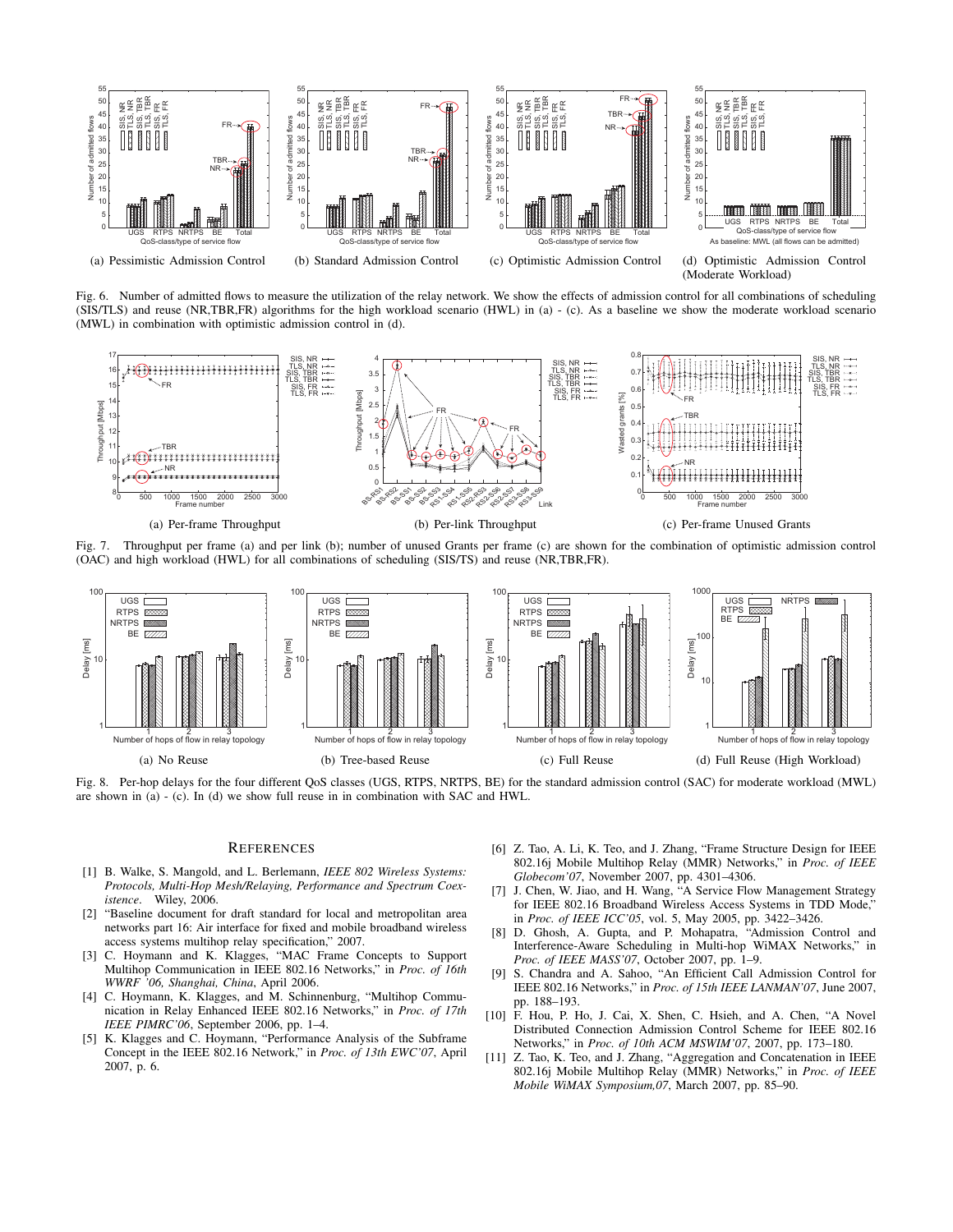55
50
45
40
35
30
25
20
15
10
5
0
Number of admitted flows
SIS, NR
TLS, NR
SIS, TBR
TLS, TBR
SIS, FR
TLS, FR
FR
TBR
NR
UGS RTPS NRTPS BE Total
QoS-class/type of service flow

(a) Pessimistic Admission Control

55
50
45
40
35
30
25
20
15
10
5
0
Number of admitted flows
SIS, NR
TLS, NR
SIS, TBR
TLS, TBR
SIS, FR
TLS, FR
FR
TBR
NR
UGS RTPS NRTPS BE Total
QoS-class/type of service flow

(b) Standard Admission Control

55
50
45
40
35
30
25
20
15
10
5
0
Number of admitted flows
SIS, NR
TLS, NR
SIS, TBR
TLS, TBR
SIS, FR
TLS, FR
FR
TBR
NR
UGS RTPS NRTPS BE Total
QoS-class/type of service flow

(c) Optimistic Admission Control

55
50
45
40
35
30
25
20
15
10
5
0
Number of admitted flows
SIS, NR
TLS, NR
SIS, TBR
TLS, TBR
SIS, FR
TLS, FR
UGS RTPS NRTPS BE Total
QoS-class/type of service flow
As baseline: MWL (all flows can be admitted)

(d) Optimistic Admission Control (Moderate Workload)

Fig. 6. Number of admitted flows to measure the utilization of the relay network. We show the effects of admission control for all combinations of scheduling (SIS/TLS) and reuse (NR,TBR,FR) algorithms for the high workload scenario (HWL) in (a) - (c). As a baseline we show the moderate workload scenario (MWL) in combination with optimistic admission control in (d).

17
16
15
14
13
12
11
10
9
8
Throughput [Mbps]
0 500 1000 1500 2000 2500 3000
Frame number
FR
TBR
NR
SIS, NR
TLS, NR
SIS, TBR
TLS, TBR
SIS, FR
TLS, FR

(a) Per-frame Throughput

4
3.5
3
2.5
2
1.5
1
0.5
0
Throughput [Mbps]
FR
FR
BS-RS1 BS-RS2 BS-SS1 BS-SS2 BS-SS3 RS1-SS4 RS1-SS5 RS2-RS3 RS2-SS6 RS2-SS7 RS3-SS8 RS3-SS9
Link
SIS, NR
TLS, NR
SIS, TBR
TLS, TBR
SIS, FR
TLS, FR

(b) Per-link Throughput

0.8
0.7
0.6
0.5
0.4
0.3
0.2
0.1
0
Wasted grants [%]
0 500 1000 1500 2000 2500 3000
Frame number
FR
TBR
NR
SIS, NR
TLS, NR
SIS, TBR
TLS, TBR
SIS, FR
TLS, FR

(c) Per-frame Unused Grants

Fig. 7. Throughput per frame (a) and per link (b); number of unused Grants per frame (c) are shown for the combination of optimistic admission control (OAC) and high workload (HWL) for all combinations of scheduling (SIS/TS) and reuse (NR,TBR,FR).

100
10
1
Delay [ms]
UGS
RTPS
NRTPS
BE
1 2 3
Number of hops of flow in relay topology

(a) No Reuse

100
10
1
Delay [ms]
UGS
RTPS
NRTPS
BE
1 2 3
Number of hops of flow in relay topology

(b) Tree-based Reuse

100
10
1
Delay [ms]
UGS
RTPS
NRTPS
BE
1 2 3
Number of hops of flow in relay topology

(c) Full Reuse

1000
100
10
1
Delay [ms]
UGS
RTPS
BE
NRTPS
1 2 3
Number of hops of flow in relay topology

(d) Full Reuse (High Workload)

Fig. 8. Per-hop delays for the four different QoS classes (UGS, RTPS, NRTPS, BE) for the standard admission control (SAC) for moderate workload (MWL) are shown in (a) - (c). In (d) we show full reuse in in combination with SAC and HWL.

## References

[1] B. Walke, S. Mangold, and L. Berlemann, *IEEE 802 Wireless Systems: Protocols, Multi-Hop Mesh/Relaying, Performance and Spectrum Coexistence*. Wiley, 2006.

[2] "Baseline document for draft standard for local and metropolitan area networks part 16: Air interface for fixed and mobile broadband wireless access systems multihop relay specification," 2007.

[3] C. Hoymann and K. Klagges, "MAC Frame Concepts to Support Multihop Communication in IEEE 802.16 Networks," in *Proc. of 16th WWRF '06, Shanghai, China*, April 2006.

[4] C. Hoymann, K. Klagges, and M. Schinnenburg, "Multihop Communication in Relay Enhanced IEEE 802.16 Networks," in *Proc. of 17th IEEE PIMRC'06*, September 2006, pp. 1–4.

[5] K. Klagges and C. Hoymann, "Performance Analysis of the Subframe Concept in the IEEE 802.16 Network," in *Proc. of 13th EWC'07*, April 2007, p. 6.

[6] Z. Tao, A. Li, K. Teo, and J. Zhang, "Frame Structure Design for IEEE 802.16j Mobile Multihop Relay (MMR) Networks," in *Proc. of IEEE Globecom'07*, November 2007, pp. 4301–4306.

[7] J. Chen, W. Jiao, and H. Wang, "A Service Flow Management Strategy for IEEE 802.16 Broadband Wireless Access Systems in TDD Mode," in *Proc. of IEEE ICC'05*, vol. 5, May 2005, pp. 3422–3426.

[8] D. Ghosh, A. Gupta, and P. Mohapatra, "Admission Control and Interference-Aware Scheduling in Multi-hop WiMAX Networks," in *Proc. of IEEE MASS'07*, October 2007, pp. 1–9.

[9] S. Chandra and A. Sahoo, "An Efficient Call Admission Control for IEEE 802.16 Networks," in *Proc. of 15th IEEE LANMAN'07*, June 2007, pp. 188–193.

[10] F. Hou, P. Ho, J. Cai, X. Shen, C. Hsieh, and A. Chen, "A Novel Distributed Connection Admission Control Scheme for IEEE 802.16 Networks," in *Proc. of 10th ACM MSWIM'07*, 2007, pp. 173–180.

[11] Z. Tao, K. Teo, and J. Zhang, "Aggregation and Concatenation in IEEE 802.16j Mobile Multihop Relay (MMR) Networks," in *Proc. of IEEE Mobile WiMAX Symposium,07*, March 2007, pp. 85–90.